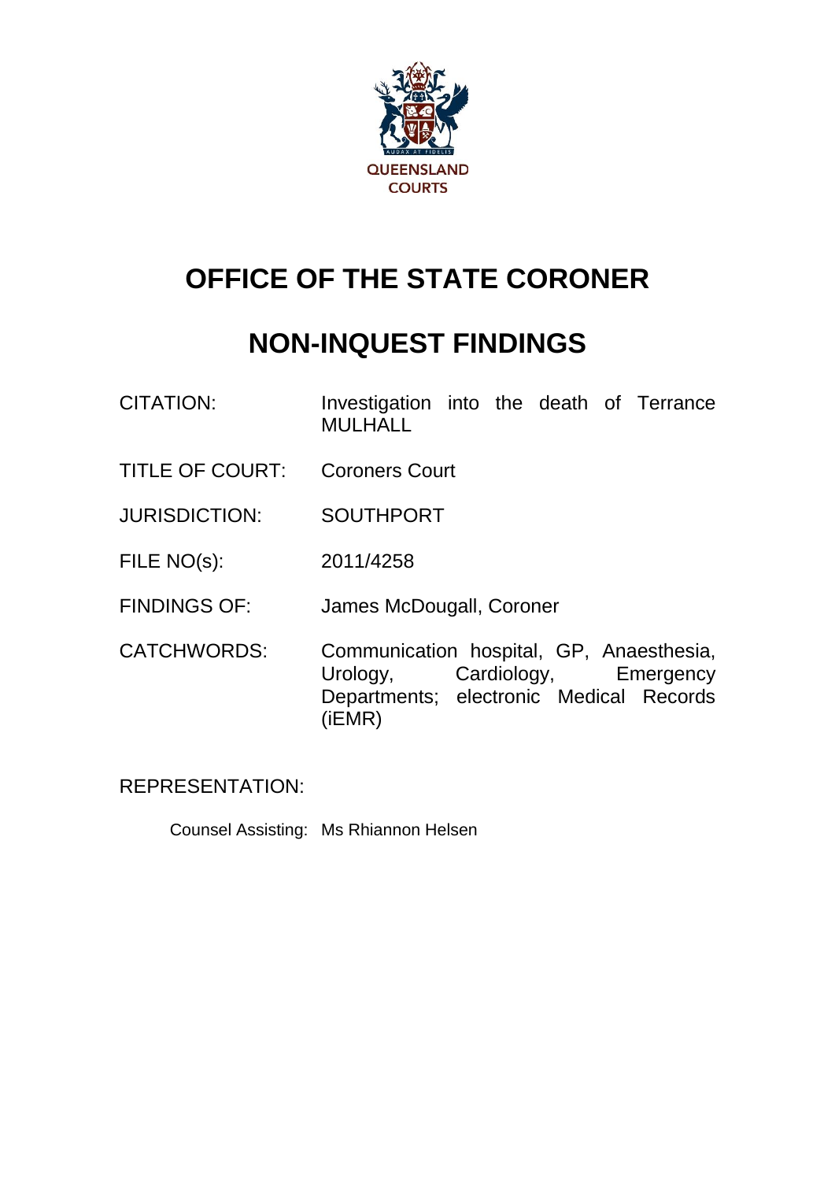QUEENSLAND COURTS

# OFFICE OF THE STATE CORONER

# NON-INQUEST FINDINGS

| | |
|---|---|
| CITATION: | Investigation into the death of Terrance MULHALL |
| TITLE OF COURT: | Coroners Court |
| JURISDICTION: | SOUTHPORT |
| FILE NO(s): | 2011/4258 |
| FINDINGS OF: | James McDougall, Coroner |
| CATCHWORDS: | Communication hospital, GP, Anaesthesia, Urology, Cardiology, Emergency Departments; electronic Medical Records (iEMR) |

REPRESENTATION:

Counsel Assisting: Ms Rhiannon Helsen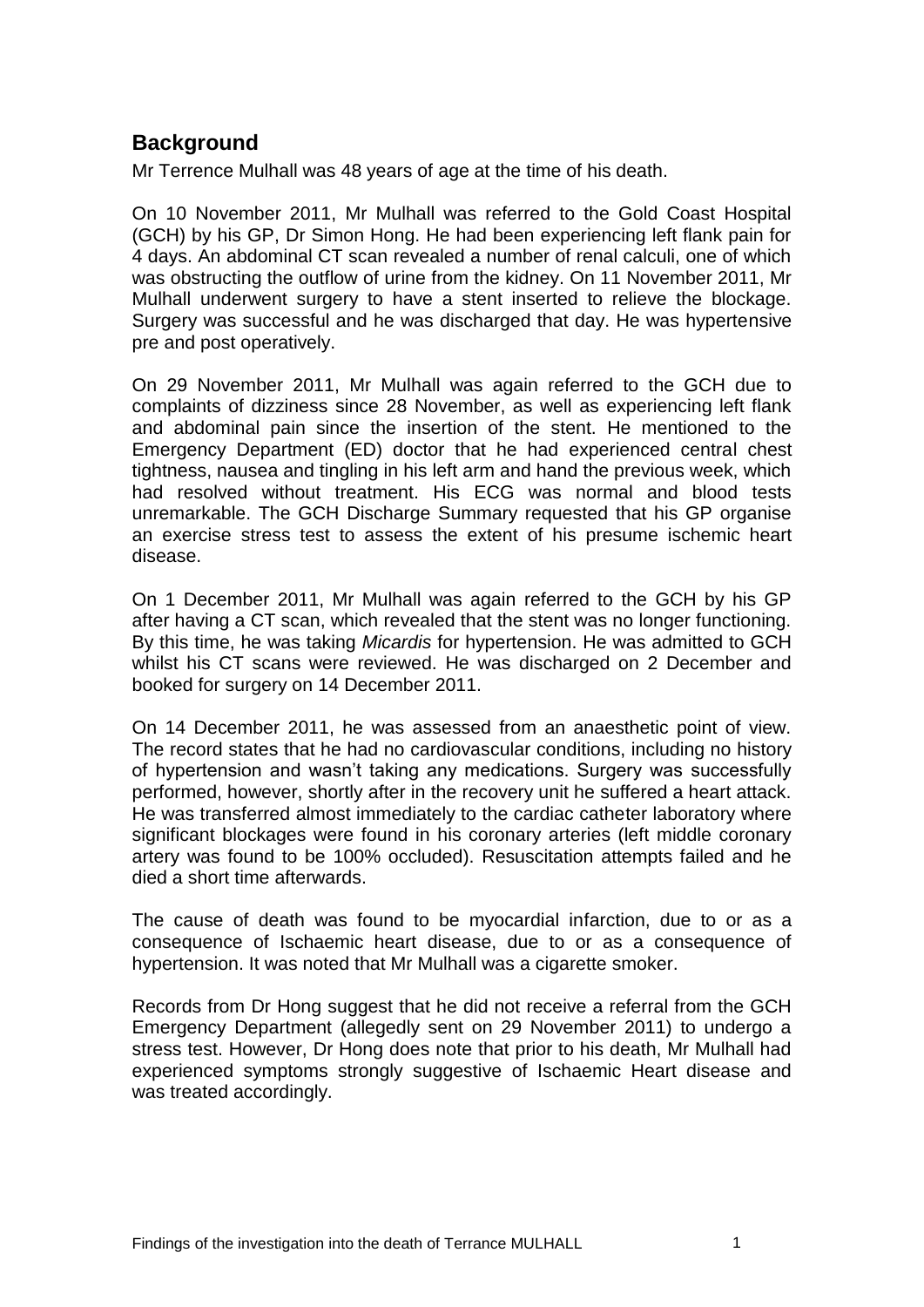## Background

Mr Terrence Mulhall was 48 years of age at the time of his death.

On 10 November 2011, Mr Mulhall was referred to the Gold Coast Hospital (GCH) by his GP, Dr Simon Hong. He had been experiencing left flank pain for 4 days. An abdominal CT scan revealed a number of renal calculi, one of which was obstructing the outflow of urine from the kidney. On 11 November 2011, Mr Mulhall underwent surgery to have a stent inserted to relieve the blockage. Surgery was successful and he was discharged that day. He was hypertensive pre and post operatively.

On 29 November 2011, Mr Mulhall was again referred to the GCH due to complaints of dizziness since 28 November, as well as experiencing left flank and abdominal pain since the insertion of the stent. He mentioned to the Emergency Department (ED) doctor that he had experienced central chest tightness, nausea and tingling in his left arm and hand the previous week, which had resolved without treatment. His ECG was normal and blood tests unremarkable. The GCH Discharge Summary requested that his GP organise an exercise stress test to assess the extent of his presume ischemic heart disease.

On 1 December 2011, Mr Mulhall was again referred to the GCH by his GP after having a CT scan, which revealed that the stent was no longer functioning. By this time, he was taking *Micardis* for hypertension. He was admitted to GCH whilst his CT scans were reviewed. He was discharged on 2 December and booked for surgery on 14 December 2011.

On 14 December 2011, he was assessed from an anaesthetic point of view. The record states that he had no cardiovascular conditions, including no history of hypertension and wasn't taking any medications. Surgery was successfully performed, however, shortly after in the recovery unit he suffered a heart attack. He was transferred almost immediately to the cardiac catheter laboratory where significant blockages were found in his coronary arteries (left middle coronary artery was found to be 100% occluded). Resuscitation attempts failed and he died a short time afterwards.

The cause of death was found to be myocardial infarction, due to or as a consequence of Ischaemic heart disease, due to or as a consequence of hypertension. It was noted that Mr Mulhall was a cigarette smoker.

Records from Dr Hong suggest that he did not receive a referral from the GCH Emergency Department (allegedly sent on 29 November 2011) to undergo a stress test. However, Dr Hong does note that prior to his death, Mr Mulhall had experienced symptoms strongly suggestive of Ischaemic Heart disease and was treated accordingly.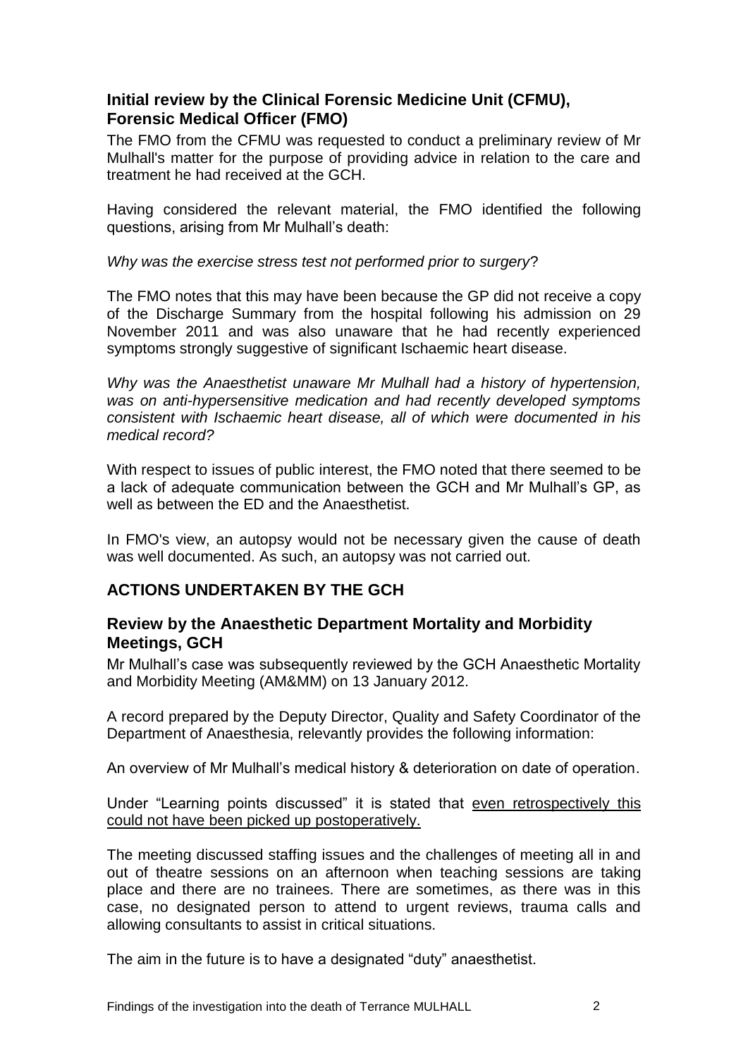### Initial review by the Clinical Forensic Medicine Unit (CFMU), Forensic Medical Officer (FMO)

The FMO from the CFMU was requested to conduct a preliminary review of Mr Mulhall's matter for the purpose of providing advice in relation to the care and treatment he had received at the GCH.

Having considered the relevant material, the FMO identified the following questions, arising from Mr Mulhall's death:

*Why was the exercise stress test not performed prior to surgery*?

The FMO notes that this may have been because the GP did not receive a copy of the Discharge Summary from the hospital following his admission on 29 November 2011 and was also unaware that he had recently experienced symptoms strongly suggestive of significant Ischaemic heart disease.

*Why was the Anaesthetist unaware Mr Mulhall had a history of hypertension, was on anti-hypersensitive medication and had recently developed symptoms consistent with Ischaemic heart disease, all of which were documented in his medical record?*

With respect to issues of public interest, the FMO noted that there seemed to be a lack of adequate communication between the GCH and Mr Mulhall's GP, as well as between the ED and the Anaesthetist.

In FMO's view, an autopsy would not be necessary given the cause of death was well documented. As such, an autopsy was not carried out.

## ACTIONS UNDERTAKEN BY THE GCH

### Review by the Anaesthetic Department Mortality and Morbidity Meetings, GCH

Mr Mulhall's case was subsequently reviewed by the GCH Anaesthetic Mortality and Morbidity Meeting (AM&MM) on 13 January 2012.

A record prepared by the Deputy Director, Quality and Safety Coordinator of the Department of Anaesthesia, relevantly provides the following information:

An overview of Mr Mulhall's medical history & deterioration on date of operation.

Under "Learning points discussed" it is stated that <u>even retrospectively this could not have been picked up postoperatively.</u>

The meeting discussed staffing issues and the challenges of meeting all in and out of theatre sessions on an afternoon when teaching sessions are taking place and there are no trainees. There are sometimes, as there was in this case, no designated person to attend to urgent reviews, trauma calls and allowing consultants to assist in critical situations.

The aim in the future is to have a designated "duty" anaesthetist.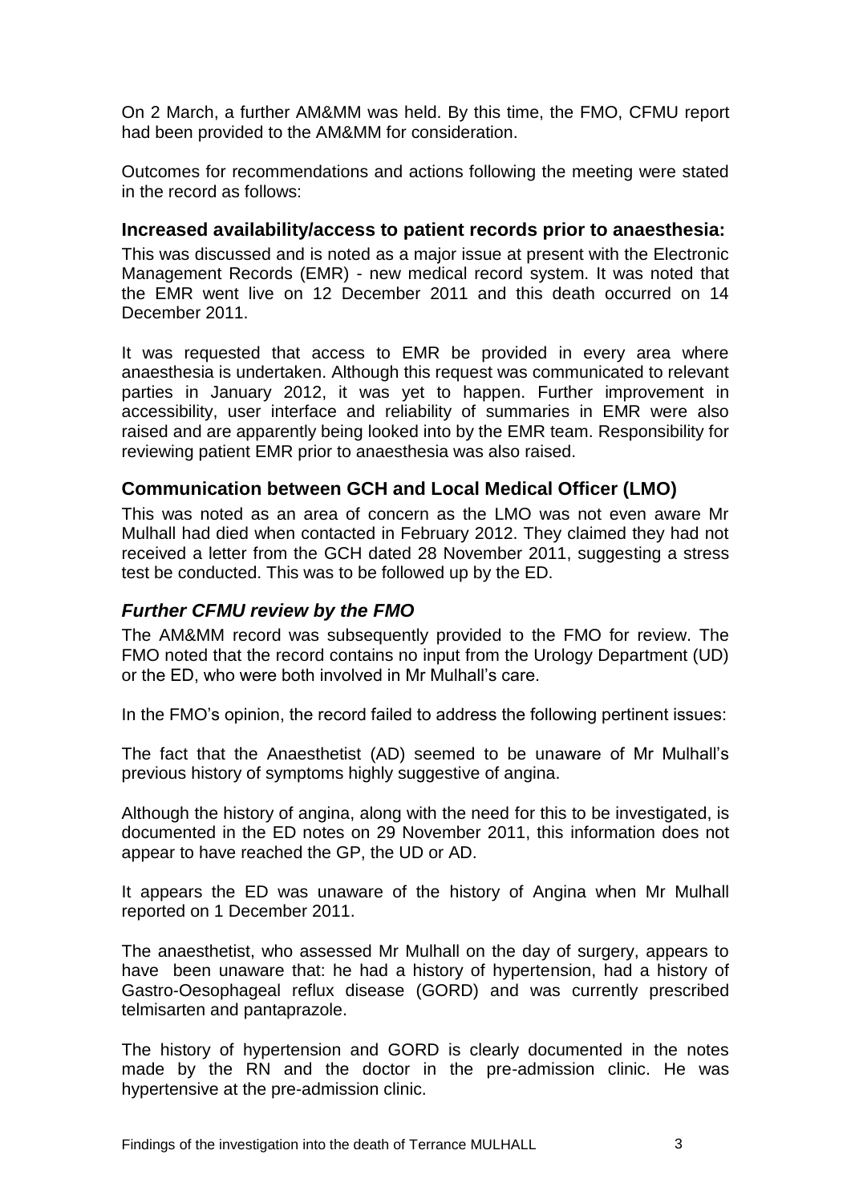On 2 March, a further AM&MM was held. By this time, the FMO, CFMU report had been provided to the AM&MM for consideration.

Outcomes for recommendations and actions following the meeting were stated in the record as follows:

### Increased availability/access to patient records prior to anaesthesia:

This was discussed and is noted as a major issue at present with the Electronic Management Records (EMR) - new medical record system. It was noted that the EMR went live on 12 December 2011 and this death occurred on 14 December 2011.

It was requested that access to EMR be provided in every area where anaesthesia is undertaken. Although this request was communicated to relevant parties in January 2012, it was yet to happen. Further improvement in accessibility, user interface and reliability of summaries in EMR were also raised and are apparently being looked into by the EMR team. Responsibility for reviewing patient EMR prior to anaesthesia was also raised.

### Communication between GCH and Local Medical Officer (LMO)

This was noted as an area of concern as the LMO was not even aware Mr Mulhall had died when contacted in February 2012. They claimed they had not received a letter from the GCH dated 28 November 2011, suggesting a stress test be conducted. This was to be followed up by the ED.

### *Further CFMU review by the FMO*

The AM&MM record was subsequently provided to the FMO for review. The FMO noted that the record contains no input from the Urology Department (UD) or the ED, who were both involved in Mr Mulhall's care.

In the FMO's opinion, the record failed to address the following pertinent issues:

The fact that the Anaesthetist (AD) seemed to be unaware of Mr Mulhall's previous history of symptoms highly suggestive of angina.

Although the history of angina, along with the need for this to be investigated, is documented in the ED notes on 29 November 2011, this information does not appear to have reached the GP, the UD or AD.

It appears the ED was unaware of the history of Angina when Mr Mulhall reported on 1 December 2011.

The anaesthetist, who assessed Mr Mulhall on the day of surgery, appears to have been unaware that: he had a history of hypertension, had a history of Gastro-Oesophageal reflux disease (GORD) and was currently prescribed telmisarten and pantaprazole.

The history of hypertension and GORD is clearly documented in the notes made by the RN and the doctor in the pre-admission clinic. He was hypertensive at the pre-admission clinic.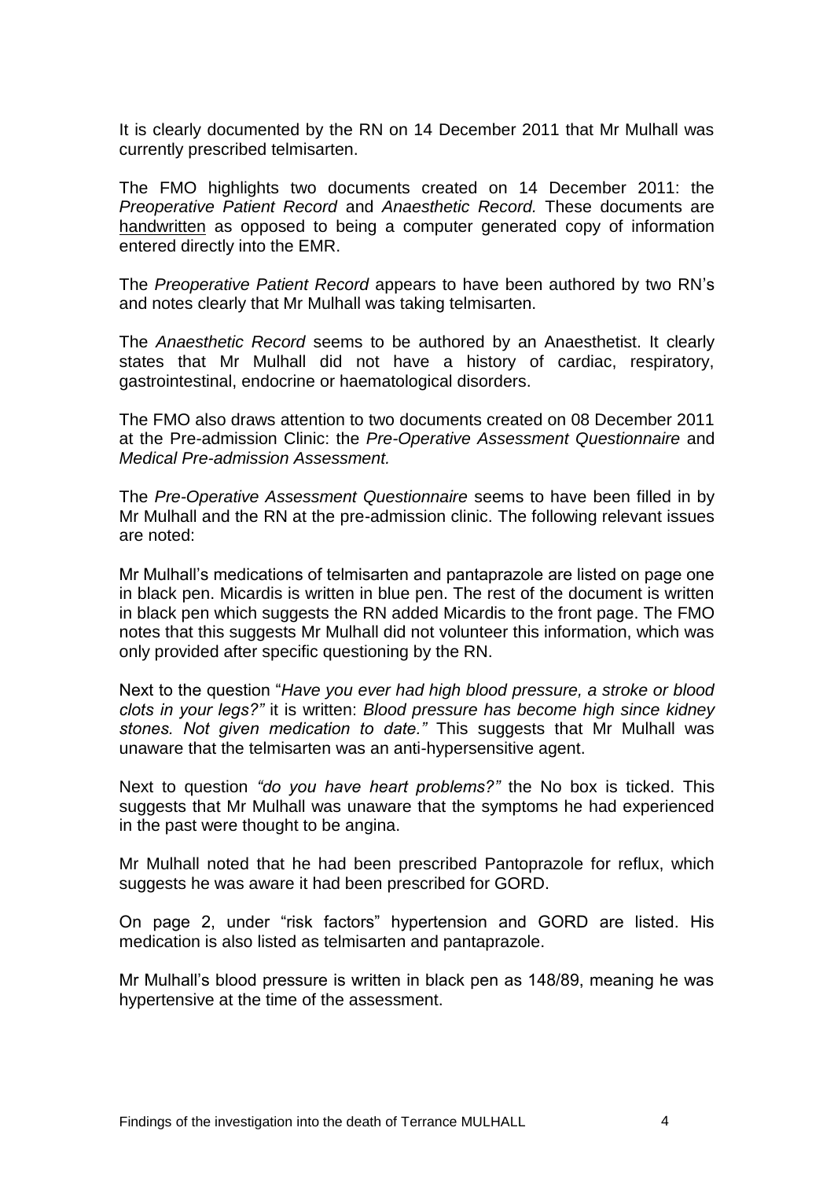It is clearly documented by the RN on 14 December 2011 that Mr Mulhall was currently prescribed telmisarten.

The FMO highlights two documents created on 14 December 2011: the *Preoperative Patient Record* and *Anaesthetic Record.* These documents are <u>handwritten</u> as opposed to being a computer generated copy of information entered directly into the EMR.

The *Preoperative Patient Record* appears to have been authored by two RN's and notes clearly that Mr Mulhall was taking telmisarten.

The *Anaesthetic Record* seems to be authored by an Anaesthetist. It clearly states that Mr Mulhall did not have a history of cardiac, respiratory, gastrointestinal, endocrine or haematological disorders.

The FMO also draws attention to two documents created on 08 December 2011 at the Pre-admission Clinic: the *Pre-Operative Assessment Questionnaire* and *Medical Pre-admission Assessment.*

The *Pre-Operative Assessment Questionnaire* seems to have been filled in by Mr Mulhall and the RN at the pre-admission clinic. The following relevant issues are noted:

Mr Mulhall's medications of telmisarten and pantaprazole are listed on page one in black pen. Micardis is written in blue pen. The rest of the document is written in black pen which suggests the RN added Micardis to the front page. The FMO notes that this suggests Mr Mulhall did not volunteer this information, which was only provided after specific questioning by the RN.

Next to the question "*Have you ever had high blood pressure, a stroke or blood clots in your legs?"* it is written: *Blood pressure has become high since kidney stones. Not given medication to date."* This suggests that Mr Mulhall was unaware that the telmisarten was an anti-hypersensitive agent.

Next to question *"do you have heart problems?"* the No box is ticked. This suggests that Mr Mulhall was unaware that the symptoms he had experienced in the past were thought to be angina.

Mr Mulhall noted that he had been prescribed Pantoprazole for reflux, which suggests he was aware it had been prescribed for GORD.

On page 2, under "risk factors" hypertension and GORD are listed. His medication is also listed as telmisarten and pantaprazole.

Mr Mulhall's blood pressure is written in black pen as 148/89, meaning he was hypertensive at the time of the assessment.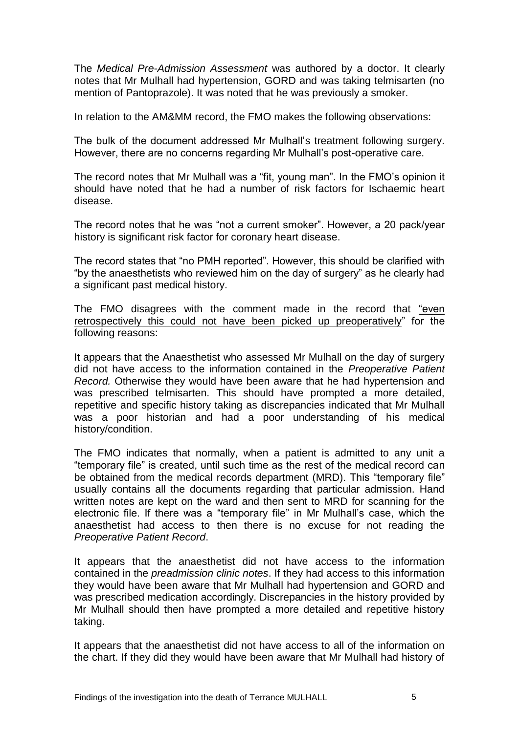The *Medical Pre-Admission Assessment* was authored by a doctor. It clearly notes that Mr Mulhall had hypertension, GORD and was taking telmisarten (no mention of Pantoprazole). It was noted that he was previously a smoker.

In relation to the AM&MM record, the FMO makes the following observations:

The bulk of the document addressed Mr Mulhall's treatment following surgery. However, there are no concerns regarding Mr Mulhall's post-operative care.

The record notes that Mr Mulhall was a "fit, young man". In the FMO's opinion it should have noted that he had a number of risk factors for Ischaemic heart disease.

The record notes that he was "not a current smoker". However, a 20 pack/year history is significant risk factor for coronary heart disease.

The record states that "no PMH reported". However, this should be clarified with "by the anaesthetists who reviewed him on the day of surgery" as he clearly had a significant past medical history.

The FMO disagrees with the comment made in the record that "even retrospectively this could not have been picked up preoperatively" for the following reasons:

It appears that the Anaesthetist who assessed Mr Mulhall on the day of surgery did not have access to the information contained in the *Preoperative Patient Record.* Otherwise they would have been aware that he had hypertension and was prescribed telmisarten. This should have prompted a more detailed, repetitive and specific history taking as discrepancies indicated that Mr Mulhall was a poor historian and had a poor understanding of his medical history/condition.

The FMO indicates that normally, when a patient is admitted to any unit a "temporary file" is created, until such time as the rest of the medical record can be obtained from the medical records department (MRD). This "temporary file" usually contains all the documents regarding that particular admission. Hand written notes are kept on the ward and then sent to MRD for scanning for the electronic file. If there was a "temporary file" in Mr Mulhall's case, which the anaesthetist had access to then there is no excuse for not reading the *Preoperative Patient Record*.

It appears that the anaesthetist did not have access to the information contained in the *preadmission clinic notes*. If they had access to this information they would have been aware that Mr Mulhall had hypertension and GORD and was prescribed medication accordingly. Discrepancies in the history provided by Mr Mulhall should then have prompted a more detailed and repetitive history taking.

It appears that the anaesthetist did not have access to all of the information on the chart. If they did they would have been aware that Mr Mulhall had history of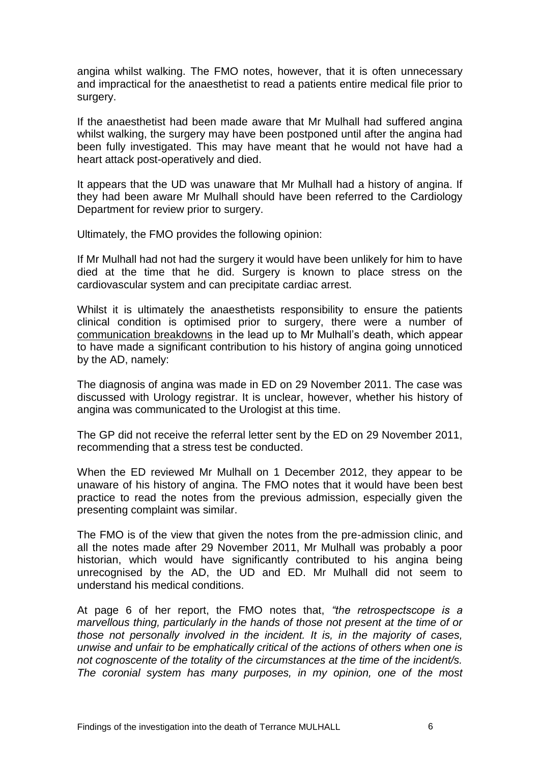angina whilst walking. The FMO notes, however, that it is often unnecessary and impractical for the anaesthetist to read a patients entire medical file prior to surgery.

If the anaesthetist had been made aware that Mr Mulhall had suffered angina whilst walking, the surgery may have been postponed until after the angina had been fully investigated. This may have meant that he would not have had a heart attack post-operatively and died.

It appears that the UD was unaware that Mr Mulhall had a history of angina. If they had been aware Mr Mulhall should have been referred to the Cardiology Department for review prior to surgery.

Ultimately, the FMO provides the following opinion:

If Mr Mulhall had not had the surgery it would have been unlikely for him to have died at the time that he did. Surgery is known to place stress on the cardiovascular system and can precipitate cardiac arrest.

Whilst it is ultimately the anaesthetists responsibility to ensure the patients clinical condition is optimised prior to surgery, there were a number of <u>communication breakdowns</u> in the lead up to Mr Mulhall's death, which appear to have made a significant contribution to his history of angina going unnoticed by the AD, namely:

The diagnosis of angina was made in ED on 29 November 2011. The case was discussed with Urology registrar. It is unclear, however, whether his history of angina was communicated to the Urologist at this time.

The GP did not receive the referral letter sent by the ED on 29 November 2011, recommending that a stress test be conducted.

When the ED reviewed Mr Mulhall on 1 December 2012, they appear to be unaware of his history of angina. The FMO notes that it would have been best practice to read the notes from the previous admission, especially given the presenting complaint was similar.

The FMO is of the view that given the notes from the pre-admission clinic, and all the notes made after 29 November 2011, Mr Mulhall was probably a poor historian, which would have significantly contributed to his angina being unrecognised by the AD, the UD and ED. Mr Mulhall did not seem to understand his medical conditions.

At page 6 of her report, the FMO notes that, *"the retrospectscope is a marvellous thing, particularly in the hands of those not present at the time of or those not personally involved in the incident. It is, in the majority of cases, unwise and unfair to be emphatically critical of the actions of others when one is not cognoscente of the totality of the circumstances at the time of the incident/s. The coronial system has many purposes, in my opinion, one of the most*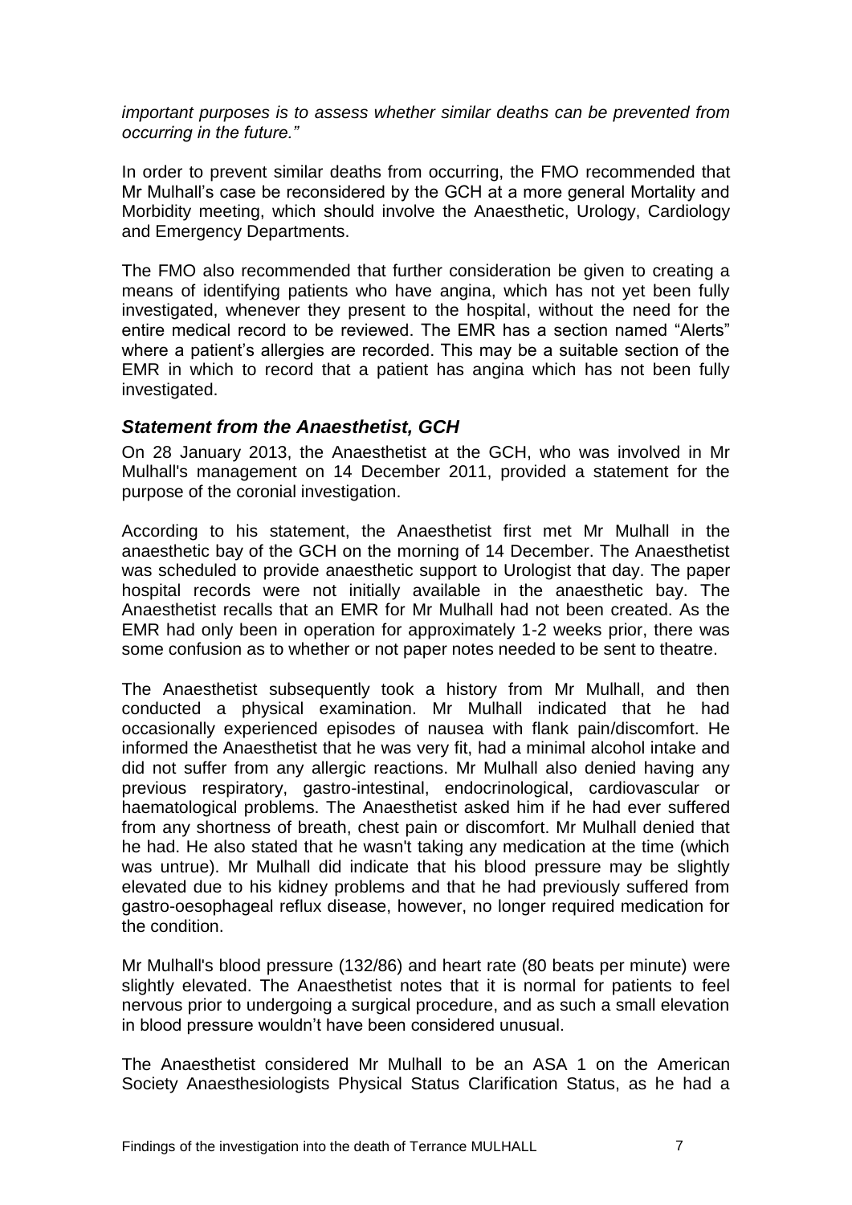*important purposes is to assess whether similar deaths can be prevented from occurring in the future."*

In order to prevent similar deaths from occurring, the FMO recommended that Mr Mulhall's case be reconsidered by the GCH at a more general Mortality and Morbidity meeting, which should involve the Anaesthetic, Urology, Cardiology and Emergency Departments.

The FMO also recommended that further consideration be given to creating a means of identifying patients who have angina, which has not yet been fully investigated, whenever they present to the hospital, without the need for the entire medical record to be reviewed. The EMR has a section named "Alerts" where a patient's allergies are recorded. This may be a suitable section of the EMR in which to record that a patient has angina which has not been fully investigated.

### *Statement from the Anaesthetist, GCH*

On 28 January 2013, the Anaesthetist at the GCH, who was involved in Mr Mulhall's management on 14 December 2011, provided a statement for the purpose of the coronial investigation.

According to his statement, the Anaesthetist first met Mr Mulhall in the anaesthetic bay of the GCH on the morning of 14 December. The Anaesthetist was scheduled to provide anaesthetic support to Urologist that day. The paper hospital records were not initially available in the anaesthetic bay. The Anaesthetist recalls that an EMR for Mr Mulhall had not been created. As the EMR had only been in operation for approximately 1-2 weeks prior, there was some confusion as to whether or not paper notes needed to be sent to theatre.

The Anaesthetist subsequently took a history from Mr Mulhall, and then conducted a physical examination. Mr Mulhall indicated that he had occasionally experienced episodes of nausea with flank pain/discomfort. He informed the Anaesthetist that he was very fit, had a minimal alcohol intake and did not suffer from any allergic reactions. Mr Mulhall also denied having any previous respiratory, gastro-intestinal, endocrinological, cardiovascular or haematological problems. The Anaesthetist asked him if he had ever suffered from any shortness of breath, chest pain or discomfort. Mr Mulhall denied that he had. He also stated that he wasn't taking any medication at the time (which was untrue). Mr Mulhall did indicate that his blood pressure may be slightly elevated due to his kidney problems and that he had previously suffered from gastro-oesophageal reflux disease, however, no longer required medication for the condition.

Mr Mulhall's blood pressure (132/86) and heart rate (80 beats per minute) were slightly elevated. The Anaesthetist notes that it is normal for patients to feel nervous prior to undergoing a surgical procedure, and as such a small elevation in blood pressure wouldn't have been considered unusual.

The Anaesthetist considered Mr Mulhall to be an ASA 1 on the American Society Anaesthesiologists Physical Status Clarification Status, as he had a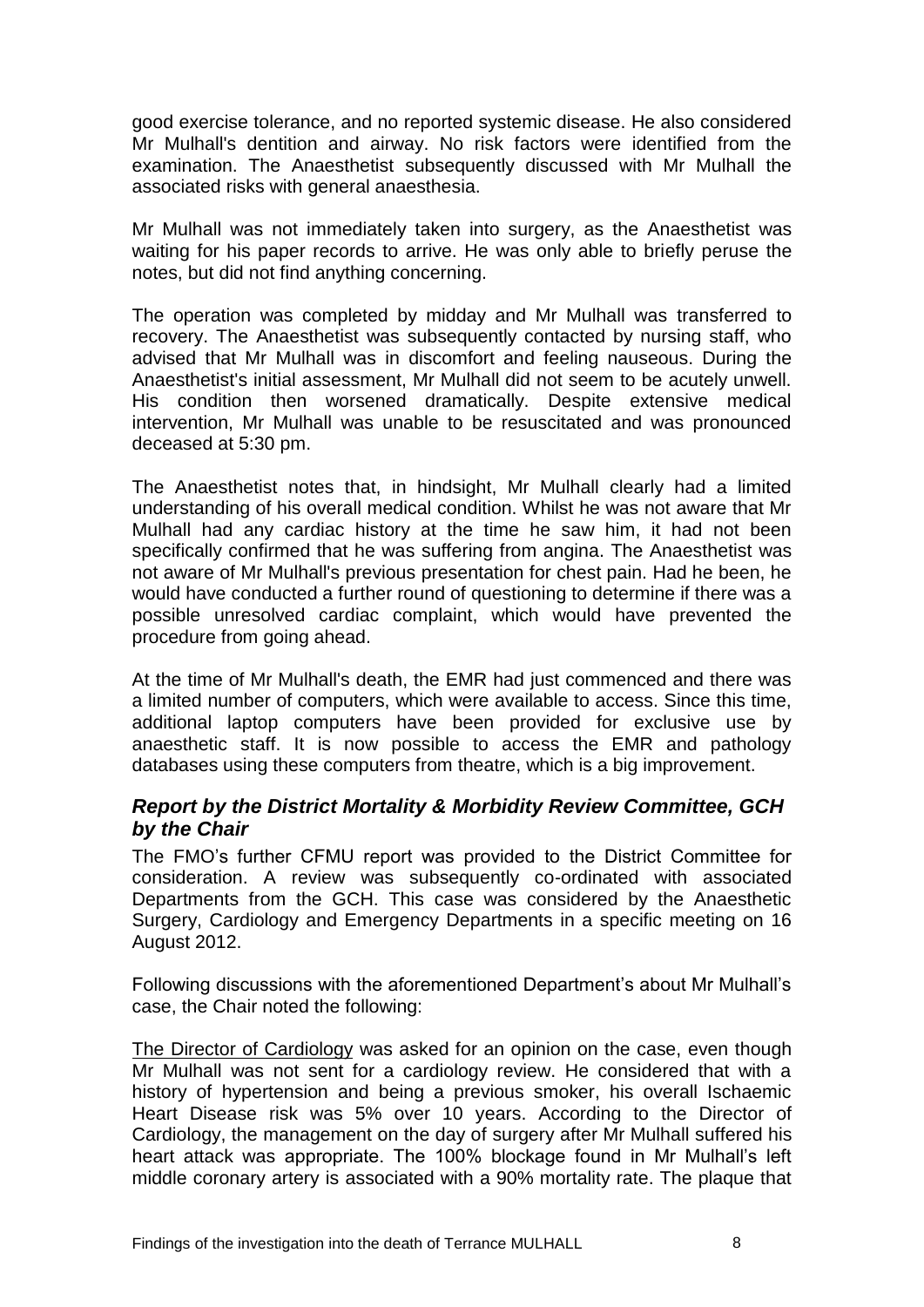good exercise tolerance, and no reported systemic disease. He also considered Mr Mulhall's dentition and airway. No risk factors were identified from the examination. The Anaesthetist subsequently discussed with Mr Mulhall the associated risks with general anaesthesia.

Mr Mulhall was not immediately taken into surgery, as the Anaesthetist was waiting for his paper records to arrive. He was only able to briefly peruse the notes, but did not find anything concerning.

The operation was completed by midday and Mr Mulhall was transferred to recovery. The Anaesthetist was subsequently contacted by nursing staff, who advised that Mr Mulhall was in discomfort and feeling nauseous. During the Anaesthetist's initial assessment, Mr Mulhall did not seem to be acutely unwell. His condition then worsened dramatically. Despite extensive medical intervention, Mr Mulhall was unable to be resuscitated and was pronounced deceased at 5:30 pm.

The Anaesthetist notes that, in hindsight, Mr Mulhall clearly had a limited understanding of his overall medical condition. Whilst he was not aware that Mr Mulhall had any cardiac history at the time he saw him, it had not been specifically confirmed that he was suffering from angina. The Anaesthetist was not aware of Mr Mulhall's previous presentation for chest pain. Had he been, he would have conducted a further round of questioning to determine if there was a possible unresolved cardiac complaint, which would have prevented the procedure from going ahead.

At the time of Mr Mulhall's death, the EMR had just commenced and there was a limited number of computers, which were available to access. Since this time, additional laptop computers have been provided for exclusive use by anaesthetic staff. It is now possible to access the EMR and pathology databases using these computers from theatre, which is a big improvement.

### *Report by the District Mortality & Morbidity Review Committee, GCH by the Chair*

The FMO's further CFMU report was provided to the District Committee for consideration. A review was subsequently co-ordinated with associated Departments from the GCH. This case was considered by the Anaesthetic Surgery, Cardiology and Emergency Departments in a specific meeting on 16 August 2012.

Following discussions with the aforementioned Department's about Mr Mulhall's case, the Chair noted the following:

<u>The Director of Cardiology</u> was asked for an opinion on the case, even though Mr Mulhall was not sent for a cardiology review. He considered that with a history of hypertension and being a previous smoker, his overall Ischaemic Heart Disease risk was 5% over 10 years. According to the Director of Cardiology, the management on the day of surgery after Mr Mulhall suffered his heart attack was appropriate. The 100% blockage found in Mr Mulhall's left middle coronary artery is associated with a 90% mortality rate. The plaque that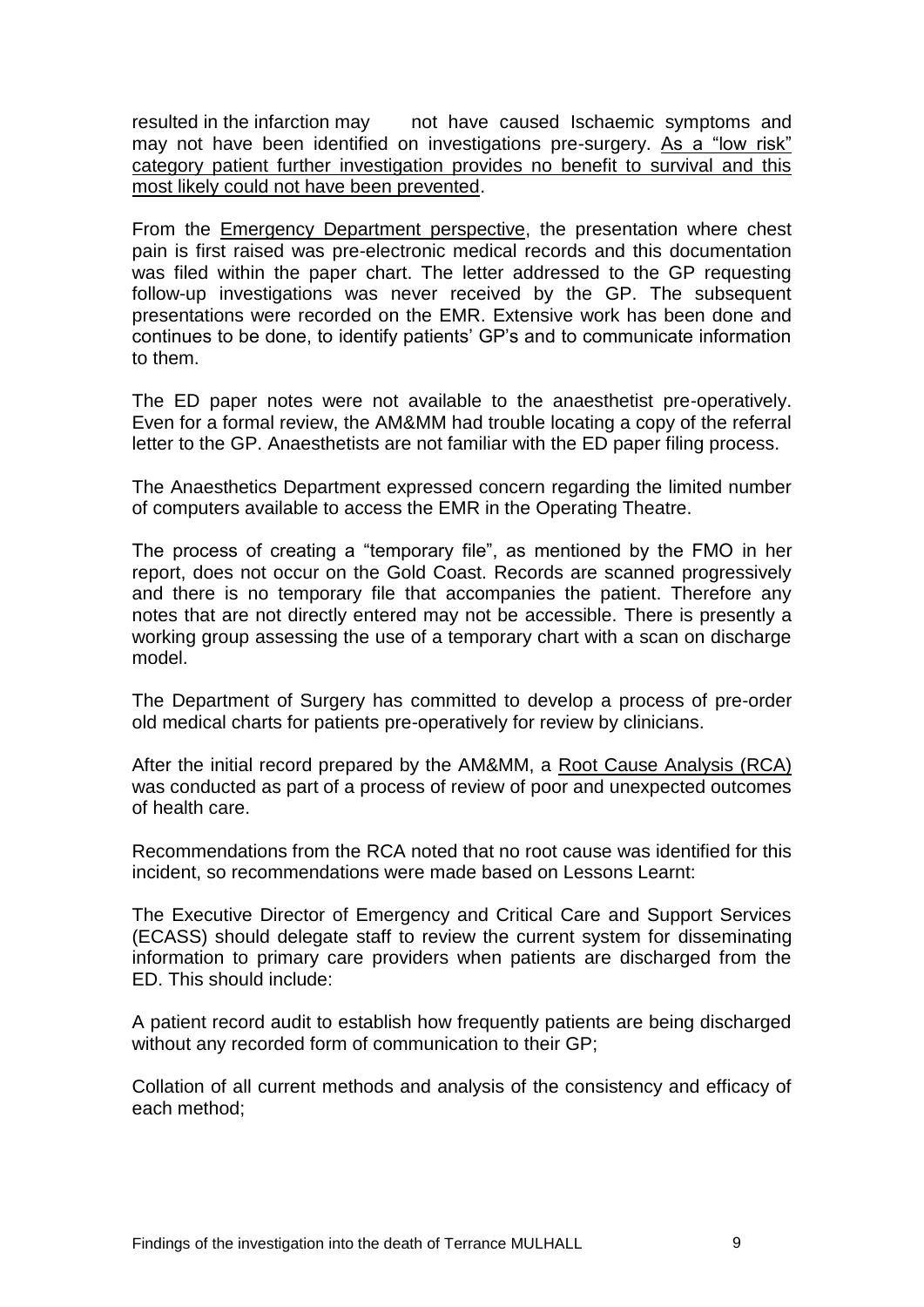resulted in the infarction may not have caused Ischaemic symptoms and may not have been identified on investigations pre-surgery. <u>As a "low risk" category patient further investigation provides no benefit to survival and this most likely could not have been prevented</u>.

From the <u>Emergency Department perspective</u>, the presentation where chest pain is first raised was pre-electronic medical records and this documentation was filed within the paper chart. The letter addressed to the GP requesting follow-up investigations was never received by the GP. The subsequent presentations were recorded on the EMR. Extensive work has been done and continues to be done, to identify patients' GP's and to communicate information to them.

The ED paper notes were not available to the anaesthetist pre-operatively. Even for a formal review, the AM&MM had trouble locating a copy of the referral letter to the GP. Anaesthetists are not familiar with the ED paper filing process.

The Anaesthetics Department expressed concern regarding the limited number of computers available to access the EMR in the Operating Theatre.

The process of creating a "temporary file", as mentioned by the FMO in her report, does not occur on the Gold Coast. Records are scanned progressively and there is no temporary file that accompanies the patient. Therefore any notes that are not directly entered may not be accessible. There is presently a working group assessing the use of a temporary chart with a scan on discharge model.

The Department of Surgery has committed to develop a process of pre-order old medical charts for patients pre-operatively for review by clinicians.

After the initial record prepared by the AM&MM, a <u>Root Cause Analysis (RCA)</u> was conducted as part of a process of review of poor and unexpected outcomes of health care.

Recommendations from the RCA noted that no root cause was identified for this incident, so recommendations were made based on Lessons Learnt:

The Executive Director of Emergency and Critical Care and Support Services (ECASS) should delegate staff to review the current system for disseminating information to primary care providers when patients are discharged from the ED. This should include:

A patient record audit to establish how frequently patients are being discharged without any recorded form of communication to their GP;

Collation of all current methods and analysis of the consistency and efficacy of each method;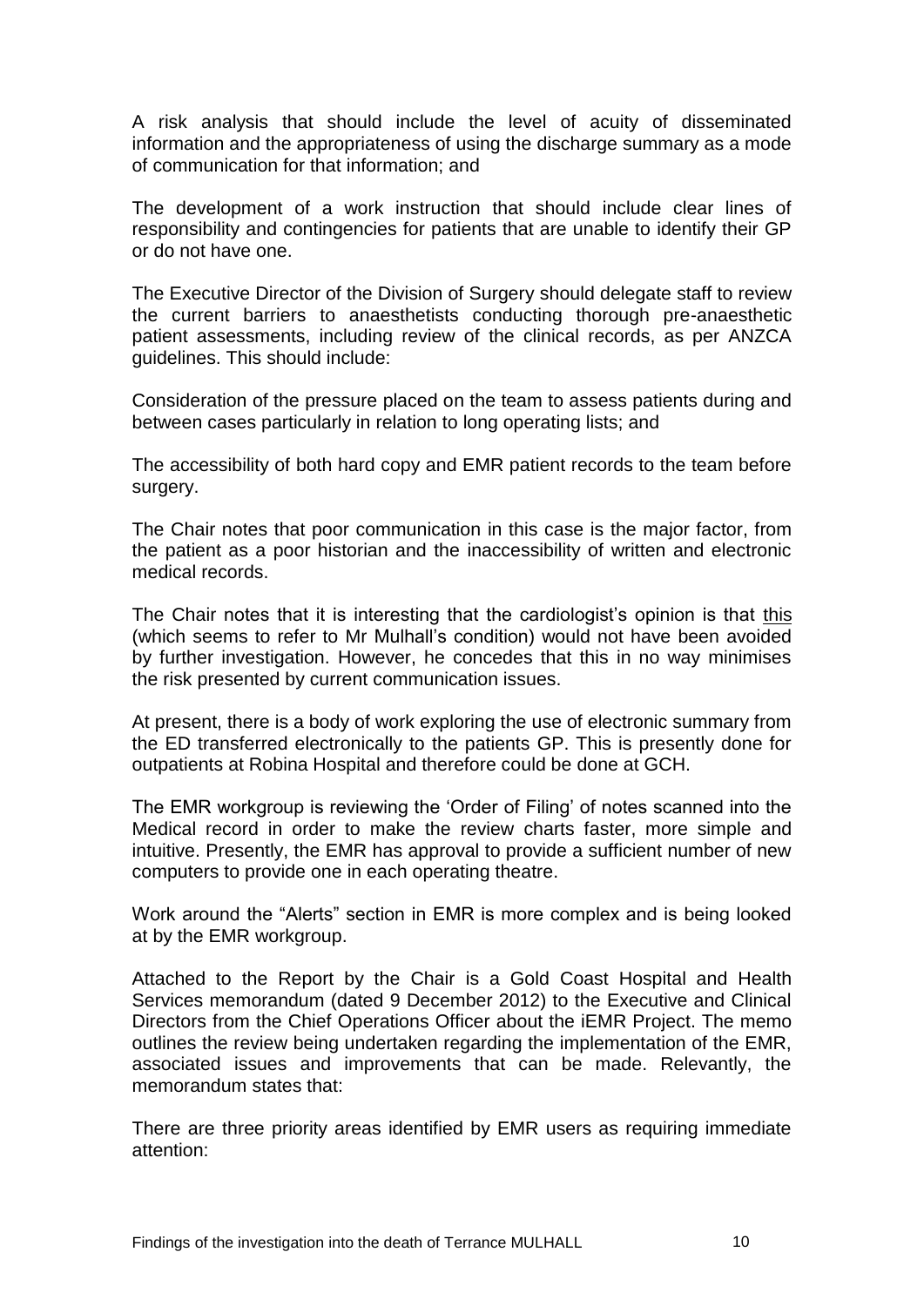A risk analysis that should include the level of acuity of disseminated information and the appropriateness of using the discharge summary as a mode of communication for that information; and

The development of a work instruction that should include clear lines of responsibility and contingencies for patients that are unable to identify their GP or do not have one.

The Executive Director of the Division of Surgery should delegate staff to review the current barriers to anaesthetists conducting thorough pre-anaesthetic patient assessments, including review of the clinical records, as per ANZCA guidelines. This should include:

Consideration of the pressure placed on the team to assess patients during and between cases particularly in relation to long operating lists; and

The accessibility of both hard copy and EMR patient records to the team before surgery.

The Chair notes that poor communication in this case is the major factor, from the patient as a poor historian and the inaccessibility of written and electronic medical records.

The Chair notes that it is interesting that the cardiologist's opinion is that <u>this</u> (which seems to refer to Mr Mulhall's condition) would not have been avoided by further investigation. However, he concedes that this in no way minimises the risk presented by current communication issues.

At present, there is a body of work exploring the use of electronic summary from the ED transferred electronically to the patients GP. This is presently done for outpatients at Robina Hospital and therefore could be done at GCH.

The EMR workgroup is reviewing the 'Order of Filing' of notes scanned into the Medical record in order to make the review charts faster, more simple and intuitive. Presently, the EMR has approval to provide a sufficient number of new computers to provide one in each operating theatre.

Work around the "Alerts" section in EMR is more complex and is being looked at by the EMR workgroup.

Attached to the Report by the Chair is a Gold Coast Hospital and Health Services memorandum (dated 9 December 2012) to the Executive and Clinical Directors from the Chief Operations Officer about the iEMR Project. The memo outlines the review being undertaken regarding the implementation of the EMR, associated issues and improvements that can be made. Relevantly, the memorandum states that:

There are three priority areas identified by EMR users as requiring immediate attention: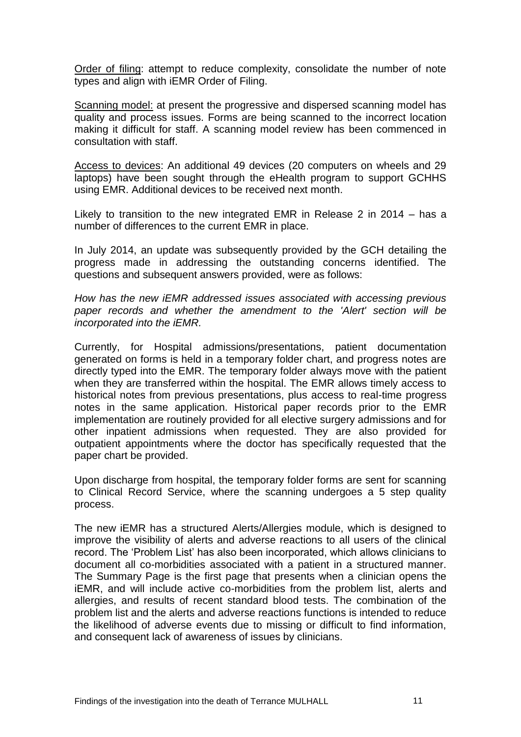<u>Order of filing</u>: attempt to reduce complexity, consolidate the number of note types and align with iEMR Order of Filing.

<u>Scanning model:</u> at present the progressive and dispersed scanning model has quality and process issues. Forms are being scanned to the incorrect location making it difficult for staff. A scanning model review has been commenced in consultation with staff.

<u>Access to devices</u>: An additional 49 devices (20 computers on wheels and 29 laptops) have been sought through the eHealth program to support GCHHS using EMR. Additional devices to be received next month.

Likely to transition to the new integrated EMR in Release 2 in 2014 – has a number of differences to the current EMR in place.

In July 2014, an update was subsequently provided by the GCH detailing the progress made in addressing the outstanding concerns identified. The questions and subsequent answers provided, were as follows:

*How has the new iEMR addressed issues associated with accessing previous paper records and whether the amendment to the 'Alert' section will be incorporated into the iEMR.*

Currently, for Hospital admissions/presentations, patient documentation generated on forms is held in a temporary folder chart, and progress notes are directly typed into the EMR. The temporary folder always move with the patient when they are transferred within the hospital. The EMR allows timely access to historical notes from previous presentations, plus access to real-time progress notes in the same application. Historical paper records prior to the EMR implementation are routinely provided for all elective surgery admissions and for other inpatient admissions when requested. They are also provided for outpatient appointments where the doctor has specifically requested that the paper chart be provided.

Upon discharge from hospital, the temporary folder forms are sent for scanning to Clinical Record Service, where the scanning undergoes a 5 step quality process.

The new iEMR has a structured Alerts/Allergies module, which is designed to improve the visibility of alerts and adverse reactions to all users of the clinical record. The 'Problem List' has also been incorporated, which allows clinicians to document all co-morbidities associated with a patient in a structured manner. The Summary Page is the first page that presents when a clinician opens the iEMR, and will include active co-morbidities from the problem list, alerts and allergies, and results of recent standard blood tests. The combination of the problem list and the alerts and adverse reactions functions is intended to reduce the likelihood of adverse events due to missing or difficult to find information, and consequent lack of awareness of issues by clinicians.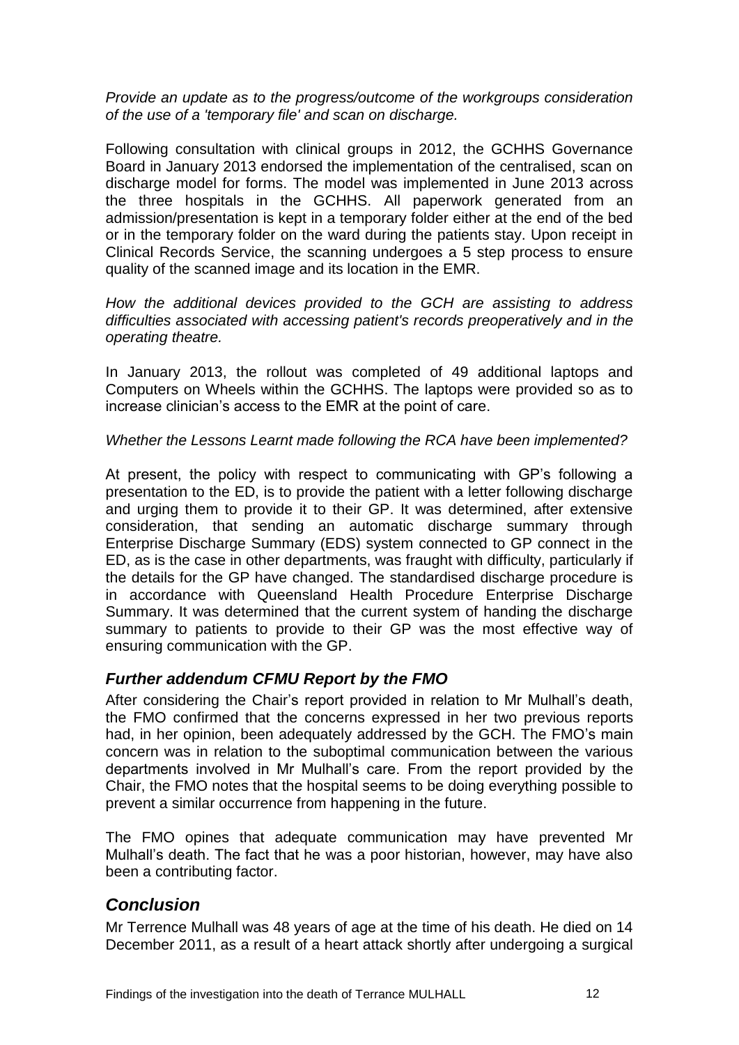*Provide an update as to the progress/outcome of the workgroups consideration of the use of a 'temporary file' and scan on discharge.*

Following consultation with clinical groups in 2012, the GCHHS Governance Board in January 2013 endorsed the implementation of the centralised, scan on discharge model for forms. The model was implemented in June 2013 across the three hospitals in the GCHHS. All paperwork generated from an admission/presentation is kept in a temporary folder either at the end of the bed or in the temporary folder on the ward during the patients stay. Upon receipt in Clinical Records Service, the scanning undergoes a 5 step process to ensure quality of the scanned image and its location in the EMR.

*How the additional devices provided to the GCH are assisting to address difficulties associated with accessing patient's records preoperatively and in the operating theatre.*

In January 2013, the rollout was completed of 49 additional laptops and Computers on Wheels within the GCHHS. The laptops were provided so as to increase clinician's access to the EMR at the point of care.

*Whether the Lessons Learnt made following the RCA have been implemented?*

At present, the policy with respect to communicating with GP's following a presentation to the ED, is to provide the patient with a letter following discharge and urging them to provide it to their GP. It was determined, after extensive consideration, that sending an automatic discharge summary through Enterprise Discharge Summary (EDS) system connected to GP connect in the ED, as is the case in other departments, was fraught with difficulty, particularly if the details for the GP have changed. The standardised discharge procedure is in accordance with Queensland Health Procedure Enterprise Discharge Summary. It was determined that the current system of handing the discharge summary to patients to provide to their GP was the most effective way of ensuring communication with the GP.

## *Further addendum CFMU Report by the FMO*

After considering the Chair's report provided in relation to Mr Mulhall's death, the FMO confirmed that the concerns expressed in her two previous reports had, in her opinion, been adequately addressed by the GCH. The FMO's main concern was in relation to the suboptimal communication between the various departments involved in Mr Mulhall's care. From the report provided by the Chair, the FMO notes that the hospital seems to be doing everything possible to prevent a similar occurrence from happening in the future.

The FMO opines that adequate communication may have prevented Mr Mulhall's death. The fact that he was a poor historian, however, may have also been a contributing factor.

# *Conclusion*

Mr Terrence Mulhall was 48 years of age at the time of his death. He died on 14 December 2011, as a result of a heart attack shortly after undergoing a surgical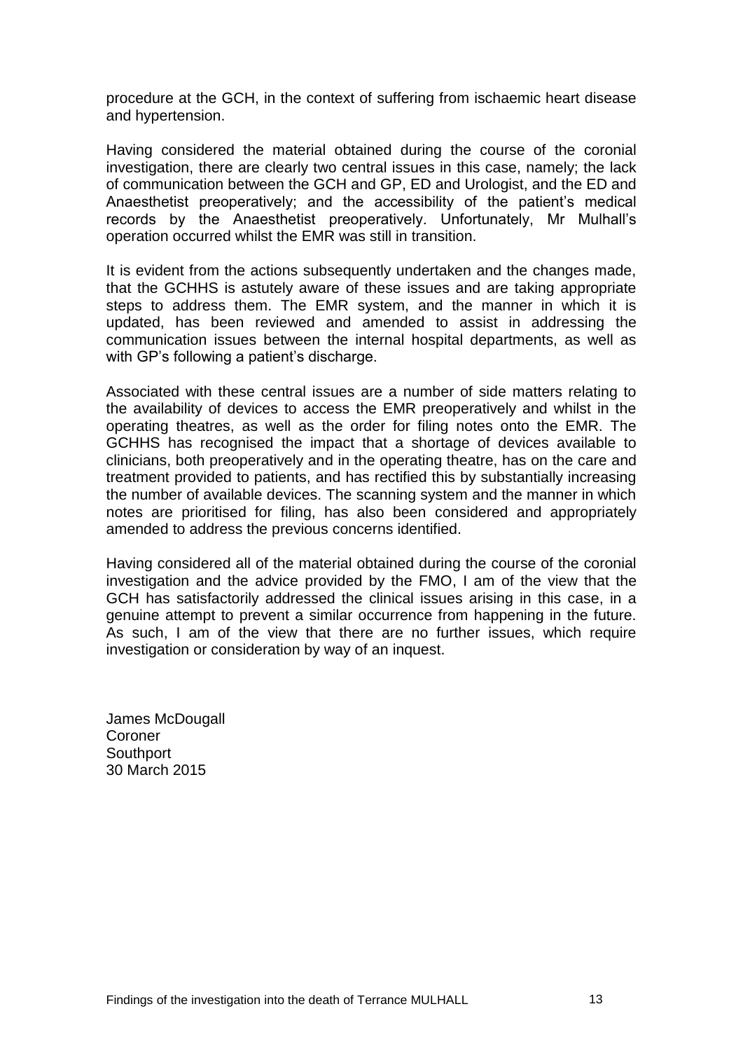procedure at the GCH, in the context of suffering from ischaemic heart disease and hypertension.

Having considered the material obtained during the course of the coronial investigation, there are clearly two central issues in this case, namely; the lack of communication between the GCH and GP, ED and Urologist, and the ED and Anaesthetist preoperatively; and the accessibility of the patient's medical records by the Anaesthetist preoperatively. Unfortunately, Mr Mulhall's operation occurred whilst the EMR was still in transition.

It is evident from the actions subsequently undertaken and the changes made, that the GCHHS is astutely aware of these issues and are taking appropriate steps to address them. The EMR system, and the manner in which it is updated, has been reviewed and amended to assist in addressing the communication issues between the internal hospital departments, as well as with GP's following a patient's discharge.

Associated with these central issues are a number of side matters relating to the availability of devices to access the EMR preoperatively and whilst in the operating theatres, as well as the order for filing notes onto the EMR. The GCHHS has recognised the impact that a shortage of devices available to clinicians, both preoperatively and in the operating theatre, has on the care and treatment provided to patients, and has rectified this by substantially increasing the number of available devices. The scanning system and the manner in which notes are prioritised for filing, has also been considered and appropriately amended to address the previous concerns identified.

Having considered all of the material obtained during the course of the coronial investigation and the advice provided by the FMO, I am of the view that the GCH has satisfactorily addressed the clinical issues arising in this case, in a genuine attempt to prevent a similar occurrence from happening in the future. As such, I am of the view that there are no further issues, which require investigation or consideration by way of an inquest.

James McDougall
Coroner
Southport
30 March 2015